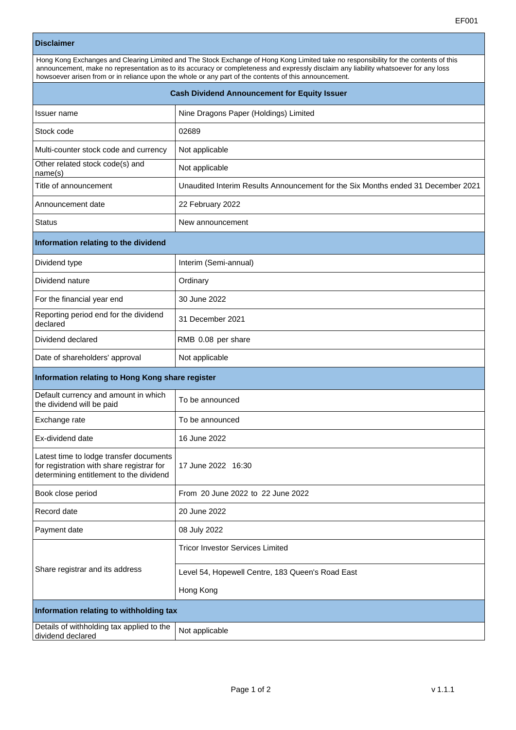EF001

| **Disclaimer** | |
|---|---|
| Hong Kong Exchanges and Clearing Limited and The Stock Exchange of Hong Kong Limited take no responsibility for the contents of this announcement, make no representation as to its accuracy or completeness and expressly disclaim any liability whatsoever for any loss howsoever arisen from or in reliance upon the whole or any part of the contents of this announcement. | |

| **Cash Dividend Announcement for Equity Issuer** | |
|---|---|
| Issuer name | Nine Dragons Paper (Holdings) Limited |
| Stock code | 02689 |
| Multi-counter stock code and currency | Not applicable |
| Other related stock code(s) and name(s) | Not applicable |
| Title of announcement | Unaudited Interim Results Announcement for the Six Months ended 31 December 2021 |
| Announcement date | 22 February 2022 |
| Status | New announcement |
| **Information relating to the dividend** | |
| Dividend type | Interim (Semi-annual) |
| Dividend nature | Ordinary |
| For the financial year end | 30 June 2022 |
| Reporting period end for the dividend declared | 31 December 2021 |
| Dividend declared | RMB 0.08 per share |
| Date of shareholders' approval | Not applicable |
| **Information relating to Hong Kong share register** | |
| Default currency and amount in which the dividend will be paid | To be announced |
| Exchange rate | To be announced |
| Ex-dividend date | 16 June 2022 |
| Latest time to lodge transfer documents for registration with share registrar for determining entitlement to the dividend | 17 June 2022 16:30 |
| Book close period | From 20 June 2022 to 22 June 2022 |
| Record date | 20 June 2022 |
| Payment date | 08 July 2022 |
| Share registrar and its address | Tricor Investor Services Limited<br>Level 54, Hopewell Centre, 183 Queen's Road East<br>Hong Kong |
| **Information relating to withholding tax** | |
| Details of withholding tax applied to the dividend declared | Not applicable |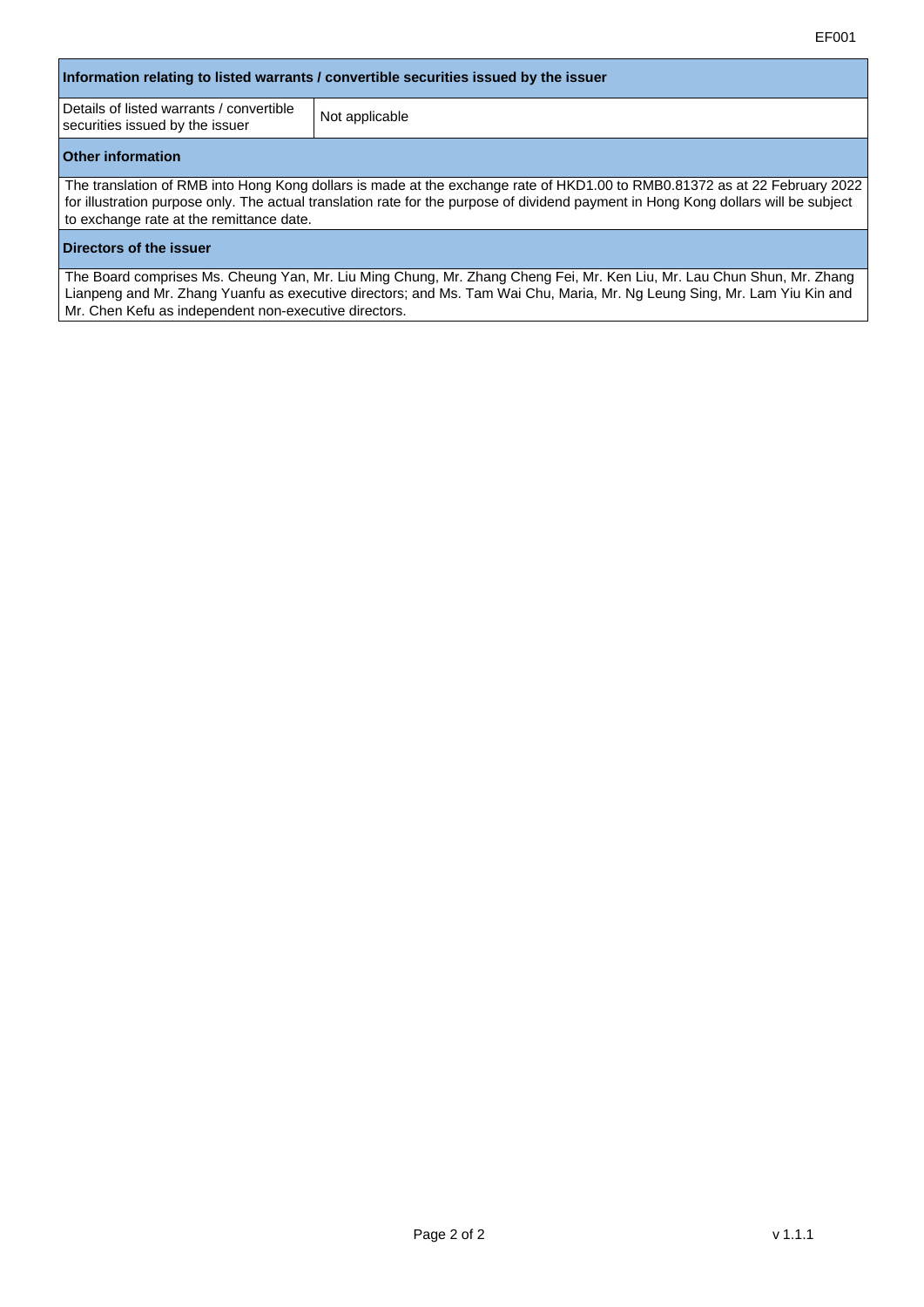## Information relating to listed warrants / convertible securities issued by the issuer

| | |
|---|---|
| Details of listed warrants / convertible securities issued by the issuer | Not applicable |

## Other information

The translation of RMB into Hong Kong dollars is made at the exchange rate of HKD1.00 to RMB0.81372 as at 22 February 2022 for illustration purpose only. The actual translation rate for the purpose of dividend payment in Hong Kong dollars will be subject to exchange rate at the remittance date.

## Directors of the issuer

The Board comprises Ms. Cheung Yan, Mr. Liu Ming Chung, Mr. Zhang Cheng Fei, Mr. Ken Liu, Mr. Lau Chun Shun, Mr. Zhang Lianpeng and Mr. Zhang Yuanfu as executive directors; and Ms. Tam Wai Chu, Maria, Mr. Ng Leung Sing, Mr. Lam Yiu Kin and Mr. Chen Kefu as independent non-executive directors.